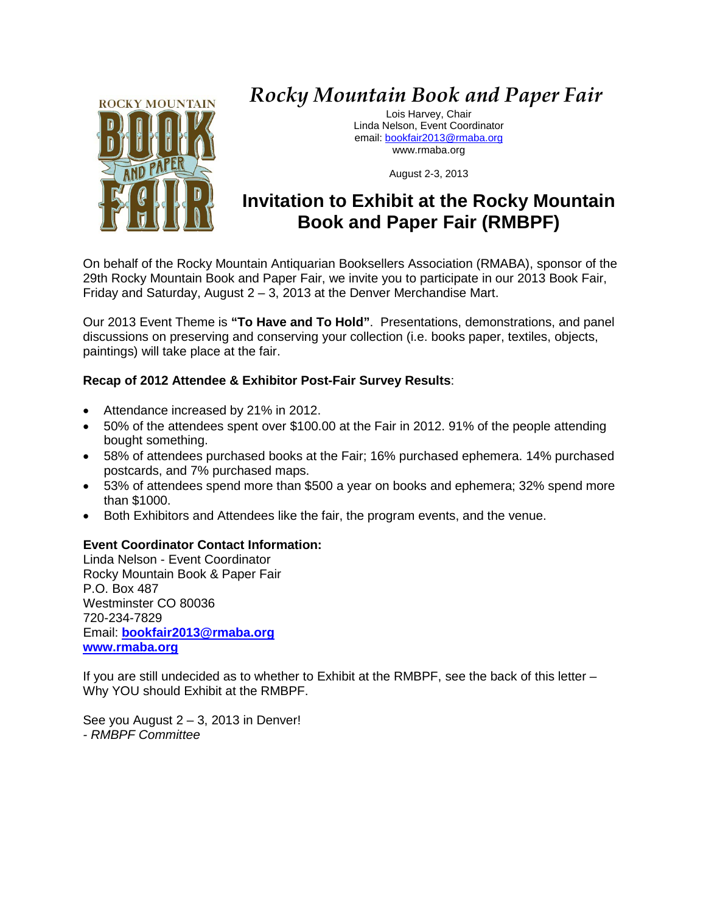# *Rocky Mountain Book and Paper Fair*

Lois Harvey, Chair
Linda Nelson, Event Coordinator
email: bookfair2013@rmaba.org
www.rmaba.org

August 2-3, 2013

## Invitation to Exhibit at the Rocky Mountain Book and Paper Fair (RMBPF)

On behalf of the Rocky Mountain Antiquarian Booksellers Association (RMABA), sponsor of the 29th Rocky Mountain Book and Paper Fair, we invite you to participate in our 2013 Book Fair, Friday and Saturday, August 2 – 3, 2013 at the Denver Merchandise Mart.

Our 2013 Event Theme is **"To Have and To Hold"**. Presentations, demonstrations, and panel discussions on preserving and conserving your collection (i.e. books paper, textiles, objects, paintings) will take place at the fair.

**Recap of 2012 Attendee & Exhibitor Post-Fair Survey Results**:

- Attendance increased by 21% in 2012.
- 50% of the attendees spent over $100.00 at the Fair in 2012. 91% of the people attending bought something.
- 58% of attendees purchased books at the Fair; 16% purchased ephemera. 14% purchased postcards, and 7% purchased maps.
- 53% of attendees spend more than $500 a year on books and ephemera; 32% spend more than $1000.
- Both Exhibitors and Attendees like the fair, the program events, and the venue.

**Event Coordinator Contact Information:**
Linda Nelson - Event Coordinator
Rocky Mountain Book & Paper Fair
P.O. Box 487
Westminster CO 80036
720-234-7829
Email: **bookfair2013@rmaba.org**
**www.rmaba.org**

If you are still undecided as to whether to Exhibit at the RMBPF, see the back of this letter – Why YOU should Exhibit at the RMBPF.

See you August 2 – 3, 2013 in Denver!
*- RMBPF Committee*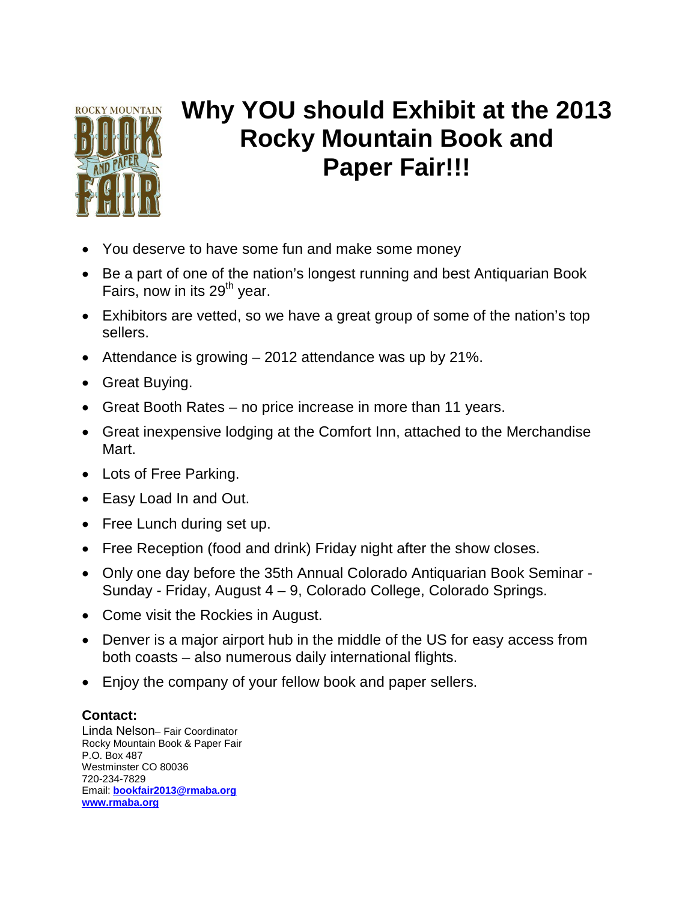# Why YOU should Exhibit at the 2013 Rocky Mountain Book and Paper Fair!!!

- You deserve to have some fun and make some money
- Be a part of one of the nation's longest running and best Antiquarian Book Fairs, now in its 29th year.
- Exhibitors are vetted, so we have a great group of some of the nation's top sellers.
- Attendance is growing – 2012 attendance was up by 21%.
- Great Buying.
- Great Booth Rates – no price increase in more than 11 years.
- Great inexpensive lodging at the Comfort Inn, attached to the Merchandise Mart.
- Lots of Free Parking.
- Easy Load In and Out.
- Free Lunch during set up.
- Free Reception (food and drink) Friday night after the show closes.
- Only one day before the 35th Annual Colorado Antiquarian Book Seminar - Sunday - Friday, August 4 – 9, Colorado College, Colorado Springs.
- Come visit the Rockies in August.
- Denver is a major airport hub in the middle of the US for easy access from both coasts – also numerous daily international flights.
- Enjoy the company of your fellow book and paper sellers.

**Contact:**

Linda Nelson– Fair Coordinator
Rocky Mountain Book & Paper Fair
P.O. Box 487
Westminster CO 80036
720-234-7829
Email: **bookfair2013@rmaba.org**
**www.rmaba.org**